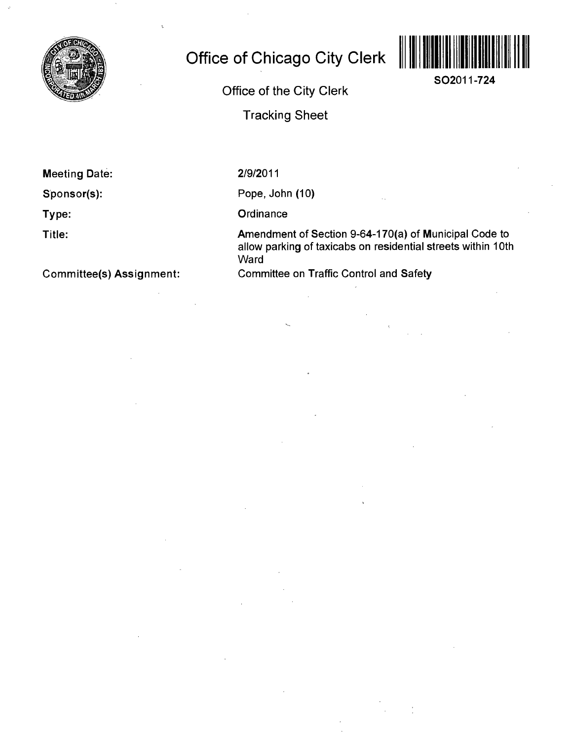# Office of Chicago City Clerk

SO2011-724

## Office of the City Clerk

## Tracking Sheet

**Meeting Date:** 2/9/2011

**Sponsor(s):** Pope, John (10)

**Type:** Ordinance

**Title:** Amendment of Section 9-64-170(a) of Municipal Code to allow parking of taxicabs on residential streets within 10th Ward

**Committee(s) Assignment:** Committee on Traffic Control and Safety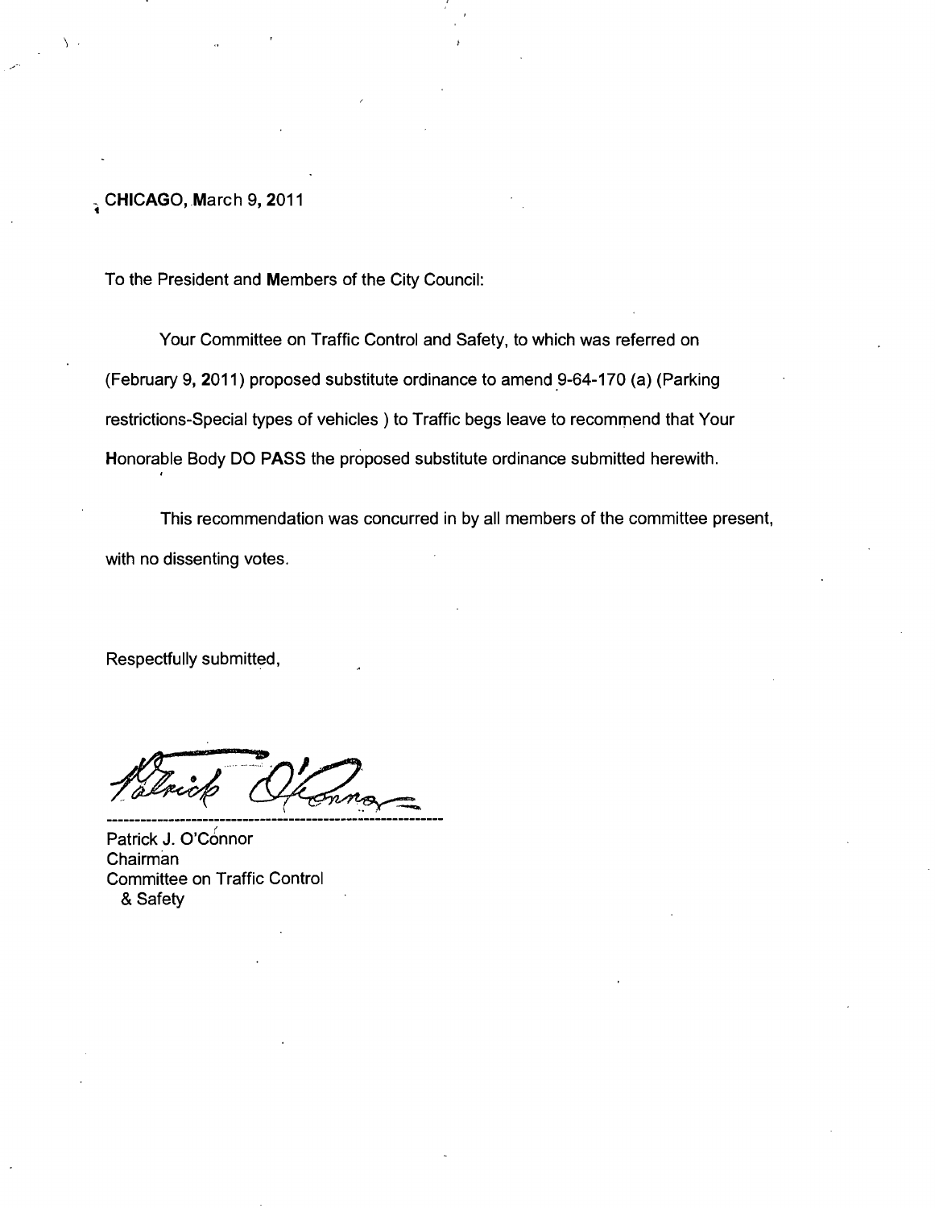CHICAGO, March 9, 2011

To the President and Members of the City Council:

Your Committee on Traffic Control and Safety, to which was referred on (February 9, 2011) proposed substitute ordinance to amend 9-64-170 (a) (Parking restrictions-Special types of vehicles ) to Traffic begs leave to recommend that Your Honorable Body DO PASS the proposed substitute ordinance submitted herewith.

This recommendation was concurred in by all members of the committee present, with no dissenting votes.

Respectfully submitted,

Patrick J. O'Connor
Chairman
Committee on Traffic Control
& Safety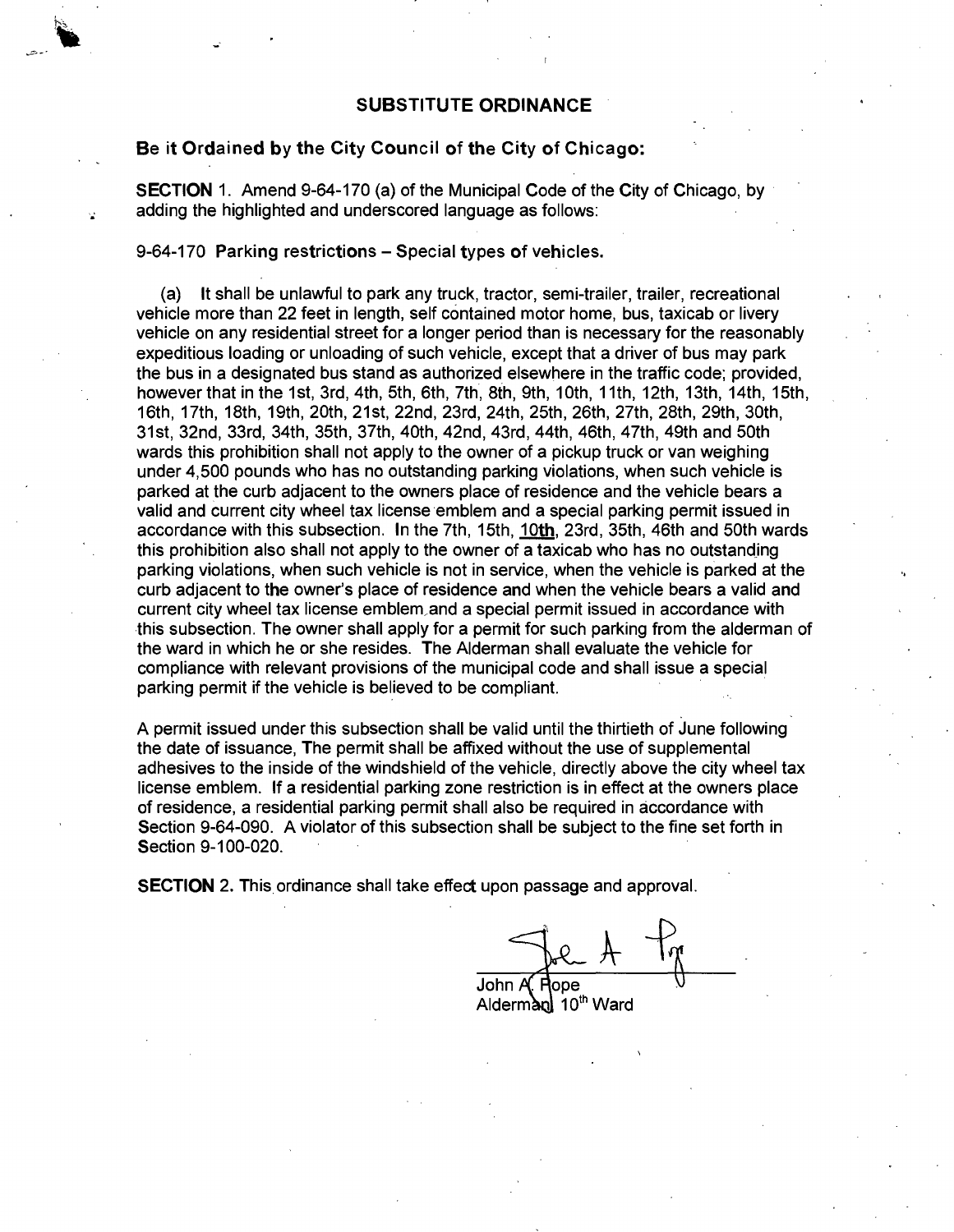## SUBSTITUTE ORDINANCE

**Be it Ordained by the City Council of the City of Chicago:**

**SECTION** 1. Amend 9-64-170 (a) of the Municipal Code of the City of Chicago, by adding the highlighted and underscored language as follows:

9-64-170 **Parking restrictions – Special types of vehicles.**

(a) It shall be unlawful to park any truck, tractor, semi-trailer, trailer, recreational vehicle more than 22 feet in length, self contained motor home, bus, taxicab or livery vehicle on any residential street for a longer period than is necessary for the reasonably expeditious loading or unloading of such vehicle, except that a driver of bus may park the bus in a designated bus stand as authorized elsewhere in the traffic code; provided, however that in the 1st, 3rd, 4th, 5th, 6th, 7th, 8th, 9th, 10th, 11th, 12th, 13th, 14th, 15th, 16th, 17th, 18th, 19th, 20th, 21st, 22nd, 23rd, 24th, 25th, 26th, 27th, 28th, 29th, 30th, 31st, 32nd, 33rd, 34th, 35th, 37th, 40th, 42nd, 43rd, 44th, 46th, 47th, 49th and 50th wards this prohibition shall not apply to the owner of a pickup truck or van weighing under 4,500 pounds who has no outstanding parking violations, when such vehicle is parked at the curb adjacent to the owners place of residence and the vehicle bears a valid and current city wheel tax license emblem and a special parking permit issued in accordance with this subsection. In the 7th, 15th, <u>**10th**</u>, 23rd, 35th, 46th and 50th wards this prohibition also shall not apply to the owner of a taxicab who has no outstanding parking violations, when such vehicle is not in service, when the vehicle is parked at the curb adjacent to the owner's place of residence and when the vehicle bears a valid and current city wheel tax license emblem and a special permit issued in accordance with this subsection. The owner shall apply for a permit for such parking from the alderman of the ward in which he or she resides. The Alderman shall evaluate the vehicle for compliance with relevant provisions of the municipal code and shall issue a special parking permit if the vehicle is believed to be compliant.

A permit issued under this subsection shall be valid until the thirtieth of June following the date of issuance, The permit shall be affixed without the use of supplemental adhesives to the inside of the windshield of the vehicle, directly above the city wheel tax license emblem. If a residential parking zone restriction is in effect at the owners place of residence, a residential parking permit shall also be required in accordance with Section 9-64-090. A violator of this subsection shall be subject to the fine set forth in Section 9-100-020.

**SECTION** 2. This ordinance shall take effect upon passage and approval.

John A. Pope
Alderman 10th Ward